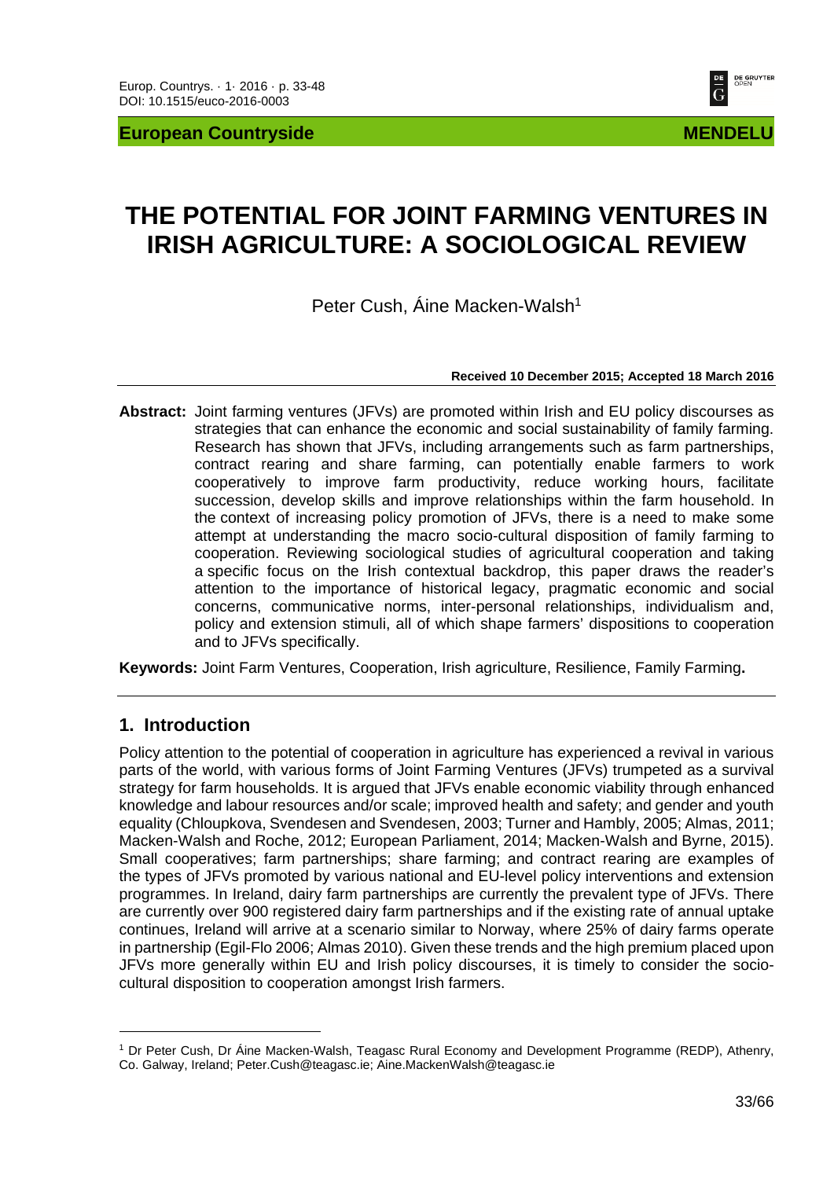# THE POTENTIAL FOR JOINT FARMING VENTURES IN IRISH AGRICULTURE: A SOCIOLOGICAL REVIEW

Peter Cush, Áine Macken-Walsh[1]

**Received 10 December 2015; Accepted 18 March 2016**

**Abstract:** Joint farming ventures (JFVs) are promoted within Irish and EU policy discourses as strategies that can enhance the economic and social sustainability of family farming. Research has shown that JFVs, including arrangements such as farm partnerships, contract rearing and share farming, can potentially enable farmers to work cooperatively to improve farm productivity, reduce working hours, facilitate succession, develop skills and improve relationships within the farm household. In the context of increasing policy promotion of JFVs, there is a need to make some attempt at understanding the macro socio-cultural disposition of family farming to cooperation. Reviewing sociological studies of agricultural cooperation and taking a specific focus on the Irish contextual backdrop, this paper draws the reader's attention to the importance of historical legacy, pragmatic economic and social concerns, communicative norms, inter-personal relationships, individualism and, policy and extension stimuli, all of which shape farmers' dispositions to cooperation and to JFVs specifically.

**Keywords:** Joint Farm Ventures, Cooperation, Irish agriculture, Resilience, Family Farming**.**

## 1. Introduction

Policy attention to the potential of cooperation in agriculture has experienced a revival in various parts of the world, with various forms of Joint Farming Ventures (JFVs) trumpeted as a survival strategy for farm households. It is argued that JFVs enable economic viability through enhanced knowledge and labour resources and/or scale; improved health and safety; and gender and youth equality (Chloupkova, Svendesen and Svendesen, 2003; Turner and Hambly, 2005; Almas, 2011; Macken-Walsh and Roche, 2012; European Parliament, 2014; Macken-Walsh and Byrne, 2015). Small cooperatives; farm partnerships; share farming; and contract rearing are examples of the types of JFVs promoted by various national and EU-level policy interventions and extension programmes. In Ireland, dairy farm partnerships are currently the prevalent type of JFVs. There are currently over 900 registered dairy farm partnerships and if the existing rate of annual uptake continues, Ireland will arrive at a scenario similar to Norway, where 25% of dairy farms operate in partnership (Egil-Flo 2006; Almas 2010). Given these trends and the high premium placed upon JFVs more generally within EU and Irish policy discourses, it is timely to consider the socio-cultural disposition to cooperation amongst Irish farmers.

[1] Dr Peter Cush, Dr Áine Macken-Walsh, Teagasc Rural Economy and Development Programme (REDP), Athenry, Co. Galway, Ireland; Peter.Cush@teagasc.ie; Aine.MackenWalsh@teagasc.ie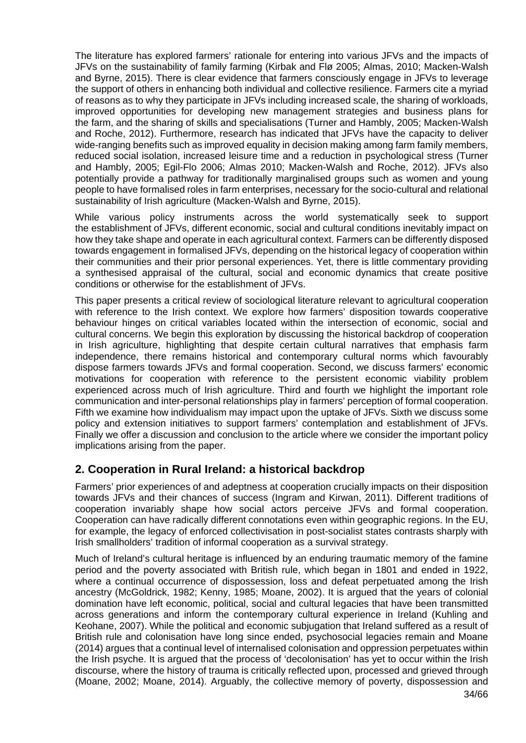The literature has explored farmers' rationale for entering into various JFVs and the impacts of JFVs on the sustainability of family farming (Kirbak and Flø 2005; Almas, 2010; Macken-Walsh and Byrne, 2015). There is clear evidence that farmers consciously engage in JFVs to leverage the support of others in enhancing both individual and collective resilience. Farmers cite a myriad of reasons as to why they participate in JFVs including increased scale, the sharing of workloads, improved opportunities for developing new management strategies and business plans for the farm, and the sharing of skills and specialisations (Turner and Hambly, 2005; Macken-Walsh and Roche, 2012). Furthermore, research has indicated that JFVs have the capacity to deliver wide-ranging benefits such as improved equality in decision making among farm family members, reduced social isolation, increased leisure time and a reduction in psychological stress (Turner and Hambly, 2005; Egil-Flo 2006; Almas 2010; Macken-Walsh and Roche, 2012). JFVs also potentially provide a pathway for traditionally marginalised groups such as women and young people to have formalised roles in farm enterprises, necessary for the socio-cultural and relational sustainability of Irish agriculture (Macken-Walsh and Byrne, 2015).

While various policy instruments across the world systematically seek to support the establishment of JFVs, different economic, social and cultural conditions inevitably impact on how they take shape and operate in each agricultural context. Farmers can be differently disposed towards engagement in formalised JFVs, depending on the historical legacy of cooperation within their communities and their prior personal experiences. Yet, there is little commentary providing a synthesised appraisal of the cultural, social and economic dynamics that create positive conditions or otherwise for the establishment of JFVs.

This paper presents a critical review of sociological literature relevant to agricultural cooperation with reference to the Irish context. We explore how farmers' disposition towards cooperative behaviour hinges on critical variables located within the intersection of economic, social and cultural concerns. We begin this exploration by discussing the historical backdrop of cooperation in Irish agriculture, highlighting that despite certain cultural narratives that emphasis farm independence, there remains historical and contemporary cultural norms which favourably dispose farmers towards JFVs and formal cooperation. Second, we discuss farmers' economic motivations for cooperation with reference to the persistent economic viability problem experienced across much of Irish agriculture. Third and fourth we highlight the important role communication and inter-personal relationships play in farmers' perception of formal cooperation. Fifth we examine how individualism may impact upon the uptake of JFVs. Sixth we discuss some policy and extension initiatives to support farmers' contemplation and establishment of JFVs. Finally we offer a discussion and conclusion to the article where we consider the important policy implications arising from the paper.

## 2. Cooperation in Rural Ireland: a historical backdrop

Farmers' prior experiences of and adeptness at cooperation crucially impacts on their disposition towards JFVs and their chances of success (Ingram and Kirwan, 2011). Different traditions of cooperation invariably shape how social actors perceive JFVs and formal cooperation. Cooperation can have radically different connotations even within geographic regions. In the EU, for example, the legacy of enforced collectivisation in post-socialist states contrasts sharply with Irish smallholders' tradition of informal cooperation as a survival strategy.

Much of Ireland's cultural heritage is influenced by an enduring traumatic memory of the famine period and the poverty associated with British rule, which began in 1801 and ended in 1922, where a continual occurrence of dispossession, loss and defeat perpetuated among the Irish ancestry (McGoldrick, 1982; Kenny, 1985; Moane, 2002). It is argued that the years of colonial domination have left economic, political, social and cultural legacies that have been transmitted across generations and inform the contemporary cultural experience in Ireland (Kuhling and Keohane, 2007). While the political and economic subjugation that Ireland suffered as a result of British rule and colonisation have long since ended, psychosocial legacies remain and Moane (2014) argues that a continual level of internalised colonisation and oppression perpetuates within the Irish psyche. It is argued that the process of 'decolonisation' has yet to occur within the Irish discourse, where the history of trauma is critically reflected upon, processed and grieved through (Moane, 2002; Moane, 2014). Arguably, the collective memory of poverty, dispossession and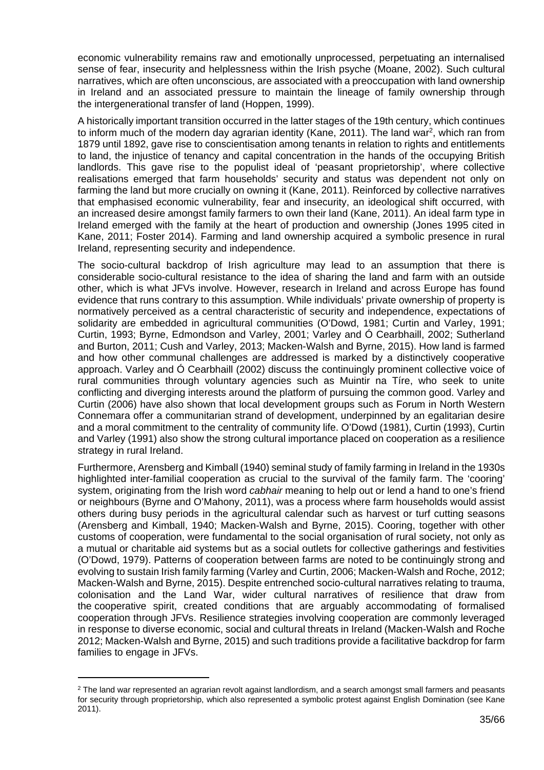economic vulnerability remains raw and emotionally unprocessed, perpetuating an internalised sense of fear, insecurity and helplessness within the Irish psyche (Moane, 2002). Such cultural narratives, which are often unconscious, are associated with a preoccupation with land ownership in Ireland and an associated pressure to maintain the lineage of family ownership through the intergenerational transfer of land (Hoppen, 1999).

A historically important transition occurred in the latter stages of the 19th century, which continues to inform much of the modern day agrarian identity (Kane, 2011). The land war[2], which ran from 1879 until 1892, gave rise to conscientisation among tenants in relation to rights and entitlements to land, the injustice of tenancy and capital concentration in the hands of the occupying British landlords. This gave rise to the populist ideal of 'peasant proprietorship', where collective realisations emerged that farm households' security and status was dependent not only on farming the land but more crucially on owning it (Kane, 2011). Reinforced by collective narratives that emphasised economic vulnerability, fear and insecurity, an ideological shift occurred, with an increased desire amongst family farmers to own their land (Kane, 2011). An ideal farm type in Ireland emerged with the family at the heart of production and ownership (Jones 1995 cited in Kane, 2011; Foster 2014). Farming and land ownership acquired a symbolic presence in rural Ireland, representing security and independence.

The socio-cultural backdrop of Irish agriculture may lead to an assumption that there is considerable socio-cultural resistance to the idea of sharing the land and farm with an outside other, which is what JFVs involve. However, research in Ireland and across Europe has found evidence that runs contrary to this assumption. While individuals' private ownership of property is normatively perceived as a central characteristic of security and independence, expectations of solidarity are embedded in agricultural communities (O'Dowd, 1981; Curtin and Varley, 1991; Curtin, 1993; Byrne, Edmondson and Varley, 2001; Varley and Ó Cearbhaill, 2002; Sutherland and Burton, 2011; Cush and Varley, 2013; Macken-Walsh and Byrne, 2015). How land is farmed and how other communal challenges are addressed is marked by a distinctively cooperative approach. Varley and Ó Cearbhaill (2002) discuss the continuingly prominent collective voice of rural communities through voluntary agencies such as Muintir na Tíre, who seek to unite conflicting and diverging interests around the platform of pursuing the common good. Varley and Curtin (2006) have also shown that local development groups such as Forum in North Western Connemara offer a communitarian strand of development, underpinned by an egalitarian desire and a moral commitment to the centrality of community life. O'Dowd (1981), Curtin (1993), Curtin and Varley (1991) also show the strong cultural importance placed on cooperation as a resilience strategy in rural Ireland.

Furthermore, Arensberg and Kimball (1940) seminal study of family farming in Ireland in the 1930s highlighted inter-familial cooperation as crucial to the survival of the family farm. The 'cooring' system, originating from the Irish word *cabhair* meaning to help out or lend a hand to one's friend or neighbours (Byrne and O'Mahony, 2011), was a process where farm households would assist others during busy periods in the agricultural calendar such as harvest or turf cutting seasons (Arensberg and Kimball, 1940; Macken-Walsh and Byrne, 2015). Cooring, together with other customs of cooperation, were fundamental to the social organisation of rural society, not only as a mutual or charitable aid systems but as a social outlets for collective gatherings and festivities (O'Dowd, 1979). Patterns of cooperation between farms are noted to be continuingly strong and evolving to sustain Irish family farming (Varley and Curtin, 2006; Macken-Walsh and Roche, 2012; Macken-Walsh and Byrne, 2015). Despite entrenched socio-cultural narratives relating to trauma, colonisation and the Land War, wider cultural narratives of resilience that draw from the cooperative spirit, created conditions that are arguably accommodating of formalised cooperation through JFVs. Resilience strategies involving cooperation are commonly leveraged in response to diverse economic, social and cultural threats in Ireland (Macken-Walsh and Roche 2012; Macken-Walsh and Byrne, 2015) and such traditions provide a facilitative backdrop for farm families to engage in JFVs.

---

[2] The land war represented an agrarian revolt against landlordism, and a search amongst small farmers and peasants for security through proprietorship, which also represented a symbolic protest against English Domination (see Kane 2011).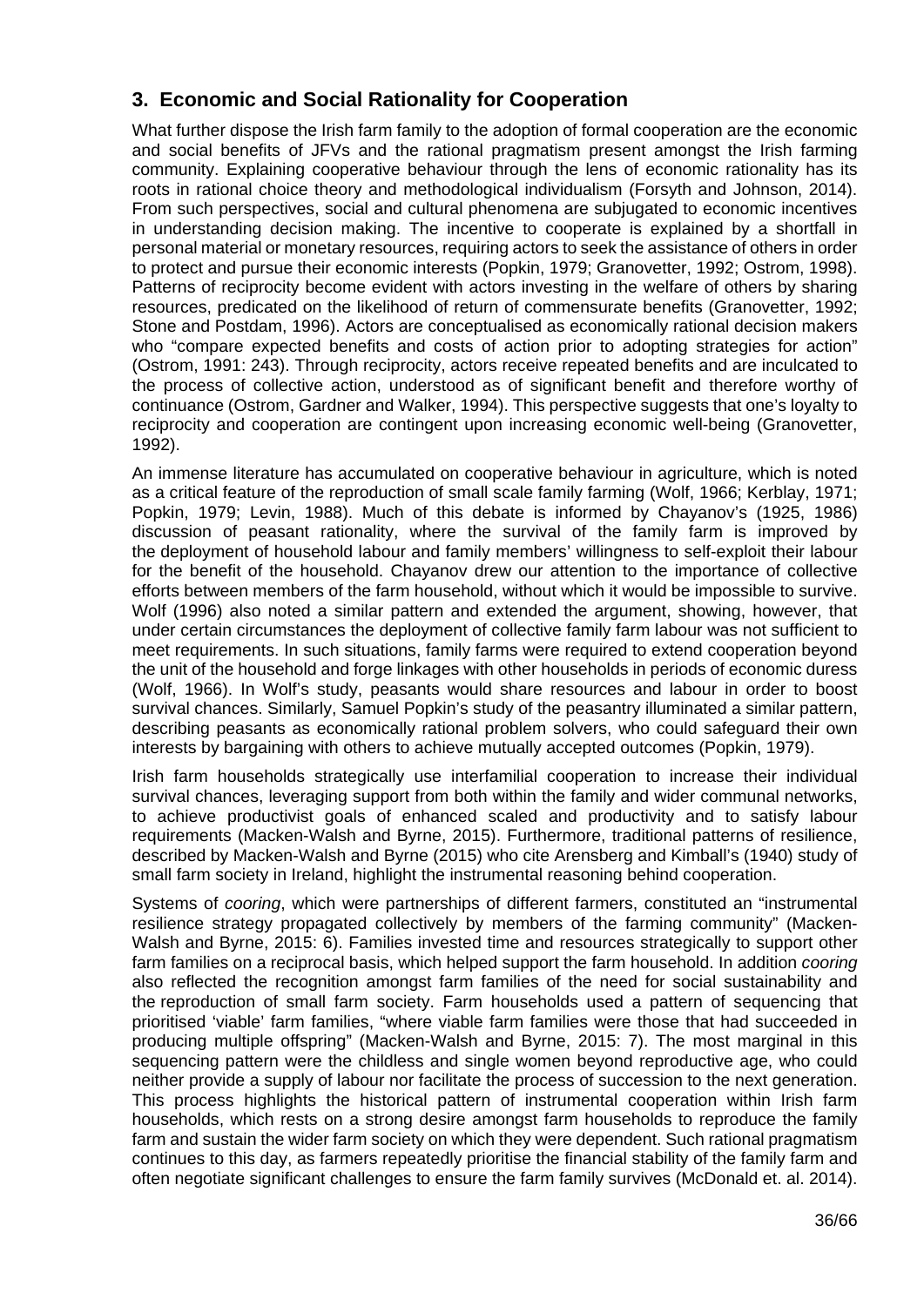## 3. Economic and Social Rationality for Cooperation

What further dispose the Irish farm family to the adoption of formal cooperation are the economic and social benefits of JFVs and the rational pragmatism present amongst the Irish farming community. Explaining cooperative behaviour through the lens of economic rationality has its roots in rational choice theory and methodological individualism (Forsyth and Johnson, 2014). From such perspectives, social and cultural phenomena are subjugated to economic incentives in understanding decision making. The incentive to cooperate is explained by a shortfall in personal material or monetary resources, requiring actors to seek the assistance of others in order to protect and pursue their economic interests (Popkin, 1979; Granovetter, 1992; Ostrom, 1998). Patterns of reciprocity become evident with actors investing in the welfare of others by sharing resources, predicated on the likelihood of return of commensurate benefits (Granovetter, 1992; Stone and Postdam, 1996). Actors are conceptualised as economically rational decision makers who "compare expected benefits and costs of action prior to adopting strategies for action" (Ostrom, 1991: 243). Through reciprocity, actors receive repeated benefits and are inculcated to the process of collective action, understood as of significant benefit and therefore worthy of continuance (Ostrom, Gardner and Walker, 1994). This perspective suggests that one's loyalty to reciprocity and cooperation are contingent upon increasing economic well-being (Granovetter, 1992).

An immense literature has accumulated on cooperative behaviour in agriculture, which is noted as a critical feature of the reproduction of small scale family farming (Wolf, 1966; Kerblay, 1971; Popkin, 1979; Levin, 1988). Much of this debate is informed by Chayanov's (1925, 1986) discussion of peasant rationality, where the survival of the family farm is improved by the deployment of household labour and family members' willingness to self-exploit their labour for the benefit of the household. Chayanov drew our attention to the importance of collective efforts between members of the farm household, without which it would be impossible to survive. Wolf (1996) also noted a similar pattern and extended the argument, showing, however, that under certain circumstances the deployment of collective family farm labour was not sufficient to meet requirements. In such situations, family farms were required to extend cooperation beyond the unit of the household and forge linkages with other households in periods of economic duress (Wolf, 1966). In Wolf's study, peasants would share resources and labour in order to boost survival chances. Similarly, Samuel Popkin's study of the peasantry illuminated a similar pattern, describing peasants as economically rational problem solvers, who could safeguard their own interests by bargaining with others to achieve mutually accepted outcomes (Popkin, 1979).

Irish farm households strategically use interfamilial cooperation to increase their individual survival chances, leveraging support from both within the family and wider communal networks, to achieve productivist goals of enhanced scaled and productivity and to satisfy labour requirements (Macken-Walsh and Byrne, 2015). Furthermore, traditional patterns of resilience, described by Macken-Walsh and Byrne (2015) who cite Arensberg and Kimball's (1940) study of small farm society in Ireland, highlight the instrumental reasoning behind cooperation.

Systems of *cooring*, which were partnerships of different farmers, constituted an "instrumental resilience strategy propagated collectively by members of the farming community" (Macken-Walsh and Byrne, 2015: 6). Families invested time and resources strategically to support other farm families on a reciprocal basis, which helped support the farm household. In addition *cooring* also reflected the recognition amongst farm families of the need for social sustainability and the reproduction of small farm society. Farm households used a pattern of sequencing that prioritised 'viable' farm families, "where viable farm families were those that had succeeded in producing multiple offspring" (Macken-Walsh and Byrne, 2015: 7). The most marginal in this sequencing pattern were the childless and single women beyond reproductive age, who could neither provide a supply of labour nor facilitate the process of succession to the next generation. This process highlights the historical pattern of instrumental cooperation within Irish farm households, which rests on a strong desire amongst farm households to reproduce the family farm and sustain the wider farm society on which they were dependent. Such rational pragmatism continues to this day, as farmers repeatedly prioritise the financial stability of the family farm and often negotiate significant challenges to ensure the farm family survives (McDonald et. al. 2014).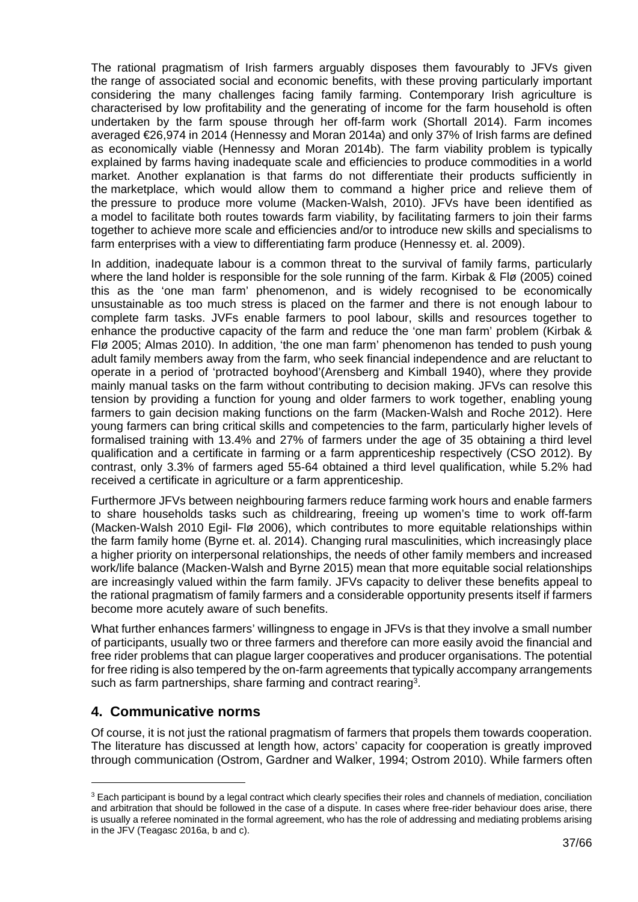The rational pragmatism of Irish farmers arguably disposes them favourably to JFVs given the range of associated social and economic benefits, with these proving particularly important considering the many challenges facing family farming. Contemporary Irish agriculture is characterised by low profitability and the generating of income for the farm household is often undertaken by the farm spouse through her off-farm work (Shortall 2014). Farm incomes averaged €26,974 in 2014 (Hennessy and Moran 2014a) and only 37% of Irish farms are defined as economically viable (Hennessy and Moran 2014b). The farm viability problem is typically explained by farms having inadequate scale and efficiencies to produce commodities in a world market. Another explanation is that farms do not differentiate their products sufficiently in the marketplace, which would allow them to command a higher price and relieve them of the pressure to produce more volume (Macken-Walsh, 2010). JFVs have been identified as a model to facilitate both routes towards farm viability, by facilitating farmers to join their farms together to achieve more scale and efficiencies and/or to introduce new skills and specialisms to farm enterprises with a view to differentiating farm produce (Hennessy et. al. 2009).

In addition, inadequate labour is a common threat to the survival of family farms, particularly where the land holder is responsible for the sole running of the farm. Kirbak & Flø (2005) coined this as the 'one man farm' phenomenon, and is widely recognised to be economically unsustainable as too much stress is placed on the farmer and there is not enough labour to complete farm tasks. JVFs enable farmers to pool labour, skills and resources together to enhance the productive capacity of the farm and reduce the 'one man farm' problem (Kirbak & Flø 2005; Almas 2010). In addition, 'the one man farm' phenomenon has tended to push young adult family members away from the farm, who seek financial independence and are reluctant to operate in a period of 'protracted boyhood'(Arensberg and Kimball 1940), where they provide mainly manual tasks on the farm without contributing to decision making. JFVs can resolve this tension by providing a function for young and older farmers to work together, enabling young farmers to gain decision making functions on the farm (Macken-Walsh and Roche 2012). Here young farmers can bring critical skills and competencies to the farm, particularly higher levels of formalised training with 13.4% and 27% of farmers under the age of 35 obtaining a third level qualification and a certificate in farming or a farm apprenticeship respectively (CSO 2012). By contrast, only 3.3% of farmers aged 55-64 obtained a third level qualification, while 5.2% had received a certificate in agriculture or a farm apprenticeship.

Furthermore JFVs between neighbouring farmers reduce farming work hours and enable farmers to share households tasks such as childrearing, freeing up women's time to work off-farm (Macken-Walsh 2010 Egil- Flø 2006), which contributes to more equitable relationships within the farm family home (Byrne et. al. 2014). Changing rural masculinities, which increasingly place a higher priority on interpersonal relationships, the needs of other family members and increased work/life balance (Macken-Walsh and Byrne 2015) mean that more equitable social relationships are increasingly valued within the farm family. JFVs capacity to deliver these benefits appeal to the rational pragmatism of family farmers and a considerable opportunity presents itself if farmers become more acutely aware of such benefits.

What further enhances farmers' willingness to engage in JFVs is that they involve a small number of participants, usually two or three farmers and therefore can more easily avoid the financial and free rider problems that can plague larger cooperatives and producer organisations. The potential for free riding is also tempered by the on-farm agreements that typically accompany arrangements such as farm partnerships, share farming and contract rearing[3].

## 4. Communicative norms

Of course, it is not just the rational pragmatism of farmers that propels them towards cooperation. The literature has discussed at length how, actors' capacity for cooperation is greatly improved through communication (Ostrom, Gardner and Walker, 1994; Ostrom 2010). While farmers often

[3] Each participant is bound by a legal contract which clearly specifies their roles and channels of mediation, conciliation and arbitration that should be followed in the case of a dispute. In cases where free-rider behaviour does arise, there is usually a referee nominated in the formal agreement, who has the role of addressing and mediating problems arising in the JFV (Teagasc 2016a, b and c).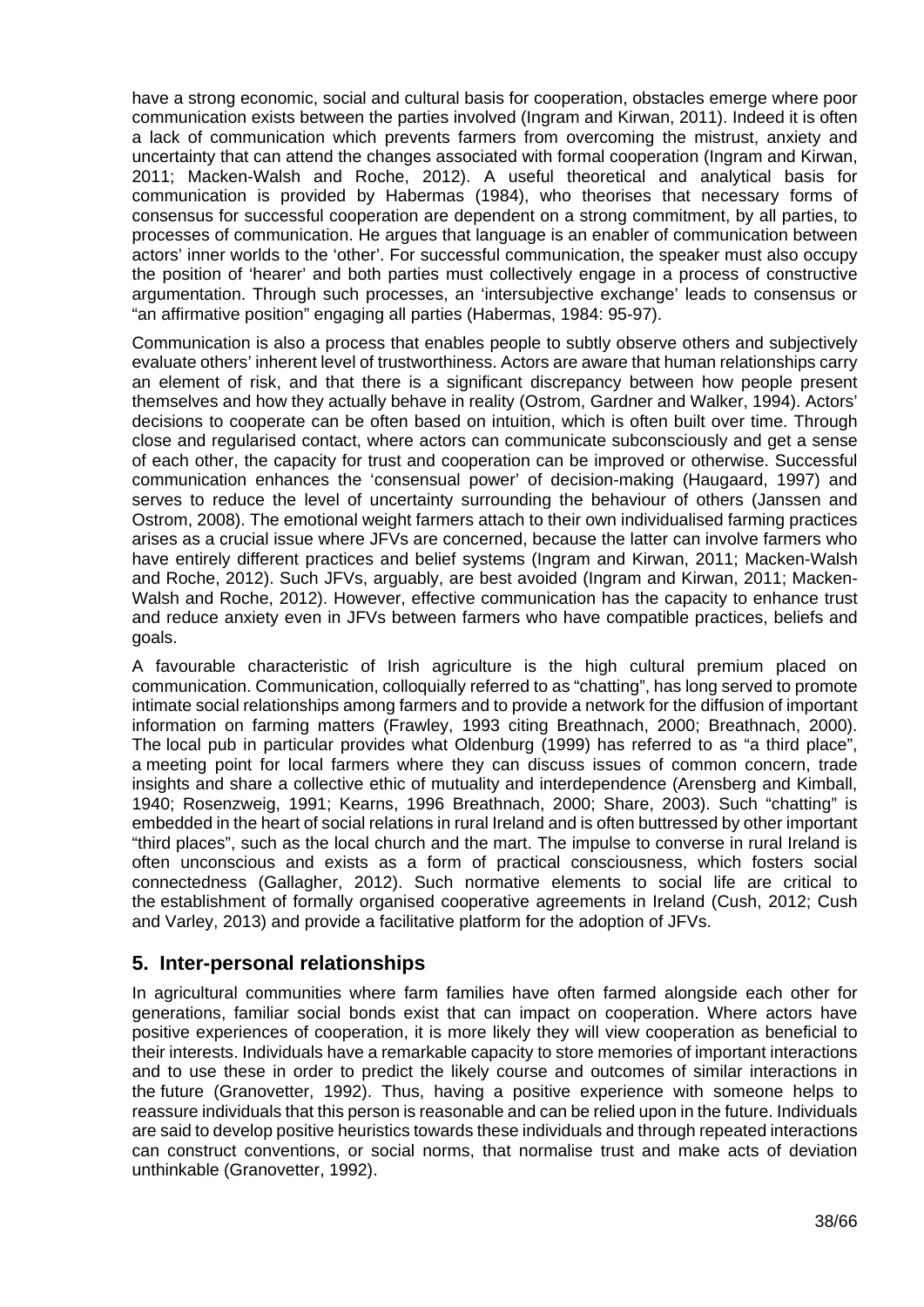have a strong economic, social and cultural basis for cooperation, obstacles emerge where poor communication exists between the parties involved (Ingram and Kirwan, 2011). Indeed it is often a lack of communication which prevents farmers from overcoming the mistrust, anxiety and uncertainty that can attend the changes associated with formal cooperation (Ingram and Kirwan, 2011; Macken-Walsh and Roche, 2012). A useful theoretical and analytical basis for communication is provided by Habermas (1984), who theorises that necessary forms of consensus for successful cooperation are dependent on a strong commitment, by all parties, to processes of communication. He argues that language is an enabler of communication between actors' inner worlds to the 'other'. For successful communication, the speaker must also occupy the position of 'hearer' and both parties must collectively engage in a process of constructive argumentation. Through such processes, an 'intersubjective exchange' leads to consensus or "an affirmative position" engaging all parties (Habermas, 1984: 95-97).

Communication is also a process that enables people to subtly observe others and subjectively evaluate others' inherent level of trustworthiness. Actors are aware that human relationships carry an element of risk, and that there is a significant discrepancy between how people present themselves and how they actually behave in reality (Ostrom, Gardner and Walker, 1994). Actors' decisions to cooperate can be often based on intuition, which is often built over time. Through close and regularised contact, where actors can communicate subconsciously and get a sense of each other, the capacity for trust and cooperation can be improved or otherwise. Successful communication enhances the 'consensual power' of decision-making (Haugaard, 1997) and serves to reduce the level of uncertainty surrounding the behaviour of others (Janssen and Ostrom, 2008). The emotional weight farmers attach to their own individualised farming practices arises as a crucial issue where JFVs are concerned, because the latter can involve farmers who have entirely different practices and belief systems (Ingram and Kirwan, 2011; Macken-Walsh and Roche, 2012). Such JFVs, arguably, are best avoided (Ingram and Kirwan, 2011; Macken-Walsh and Roche, 2012). However, effective communication has the capacity to enhance trust and reduce anxiety even in JFVs between farmers who have compatible practices, beliefs and goals.

A favourable characteristic of Irish agriculture is the high cultural premium placed on communication. Communication, colloquially referred to as "chatting", has long served to promote intimate social relationships among farmers and to provide a network for the diffusion of important information on farming matters (Frawley, 1993 citing Breathnach, 2000; Breathnach, 2000). The local pub in particular provides what Oldenburg (1999) has referred to as "a third place", a meeting point for local farmers where they can discuss issues of common concern, trade insights and share a collective ethic of mutuality and interdependence (Arensberg and Kimball, 1940; Rosenzweig, 1991; Kearns, 1996 Breathnach, 2000; Share, 2003). Such "chatting" is embedded in the heart of social relations in rural Ireland and is often buttressed by other important "third places", such as the local church and the mart. The impulse to converse in rural Ireland is often unconscious and exists as a form of practical consciousness, which fosters social connectedness (Gallagher, 2012). Such normative elements to social life are critical to the establishment of formally organised cooperative agreements in Ireland (Cush, 2012; Cush and Varley, 2013) and provide a facilitative platform for the adoption of JFVs.

## 5. Inter-personal relationships

In agricultural communities where farm families have often farmed alongside each other for generations, familiar social bonds exist that can impact on cooperation. Where actors have positive experiences of cooperation, it is more likely they will view cooperation as beneficial to their interests. Individuals have a remarkable capacity to store memories of important interactions and to use these in order to predict the likely course and outcomes of similar interactions in the future (Granovetter, 1992). Thus, having a positive experience with someone helps to reassure individuals that this person is reasonable and can be relied upon in the future. Individuals are said to develop positive heuristics towards these individuals and through repeated interactions can construct conventions, or social norms, that normalise trust and make acts of deviation unthinkable (Granovetter, 1992).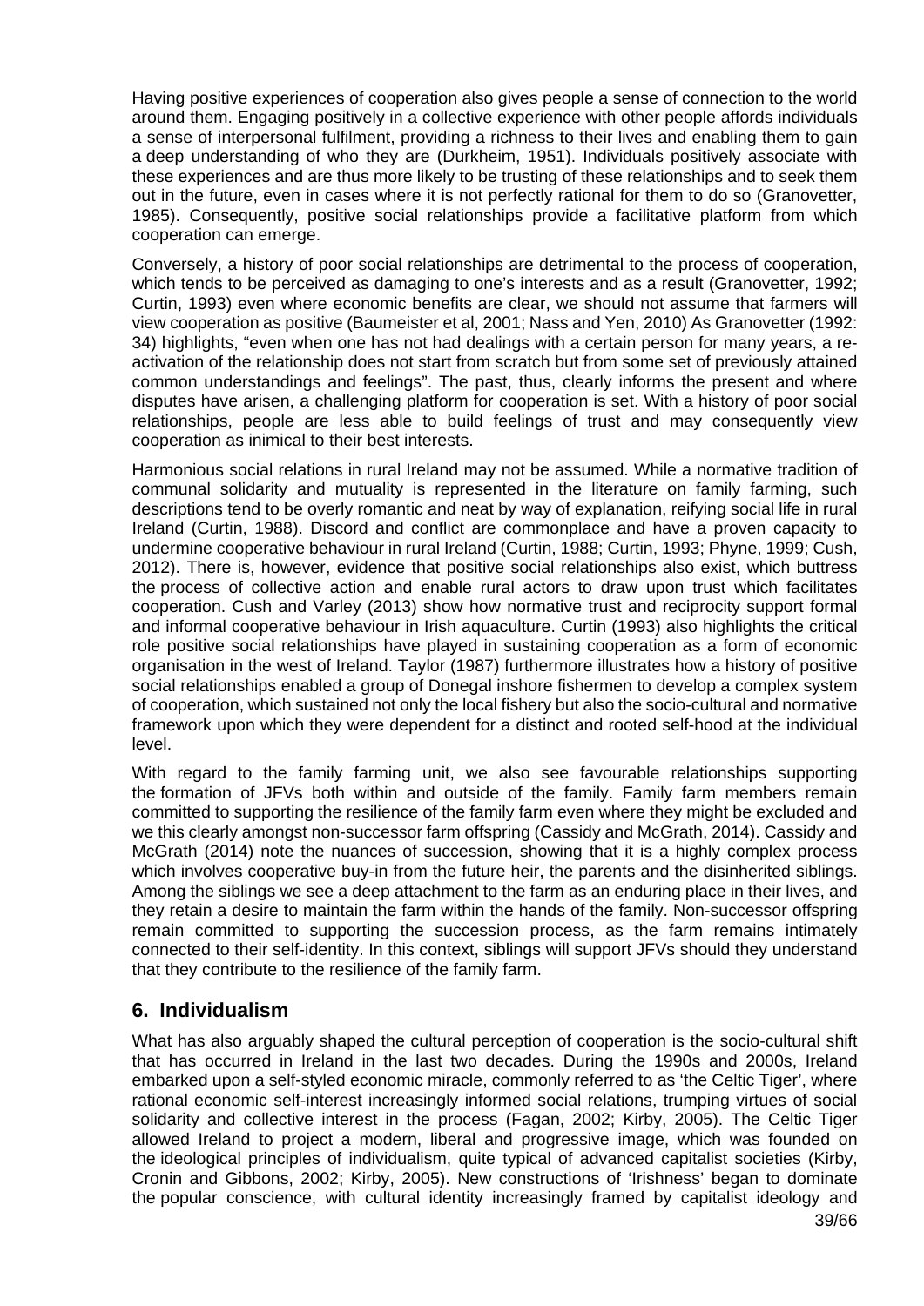Having positive experiences of cooperation also gives people a sense of connection to the world around them. Engaging positively in a collective experience with other people affords individuals a sense of interpersonal fulfilment, providing a richness to their lives and enabling them to gain a deep understanding of who they are (Durkheim, 1951). Individuals positively associate with these experiences and are thus more likely to be trusting of these relationships and to seek them out in the future, even in cases where it is not perfectly rational for them to do so (Granovetter, 1985). Consequently, positive social relationships provide a facilitative platform from which cooperation can emerge.

Conversely, a history of poor social relationships are detrimental to the process of cooperation, which tends to be perceived as damaging to one's interests and as a result (Granovetter, 1992; Curtin, 1993) even where economic benefits are clear, we should not assume that farmers will view cooperation as positive (Baumeister et al, 2001; Nass and Yen, 2010) As Granovetter (1992: 34) highlights, "even when one has not had dealings with a certain person for many years, a re-activation of the relationship does not start from scratch but from some set of previously attained common understandings and feelings". The past, thus, clearly informs the present and where disputes have arisen, a challenging platform for cooperation is set. With a history of poor social relationships, people are less able to build feelings of trust and may consequently view cooperation as inimical to their best interests.

Harmonious social relations in rural Ireland may not be assumed. While a normative tradition of communal solidarity and mutuality is represented in the literature on family farming, such descriptions tend to be overly romantic and neat by way of explanation, reifying social life in rural Ireland (Curtin, 1988). Discord and conflict are commonplace and have a proven capacity to undermine cooperative behaviour in rural Ireland (Curtin, 1988; Curtin, 1993; Phyne, 1999; Cush, 2012). There is, however, evidence that positive social relationships also exist, which buttress the process of collective action and enable rural actors to draw upon trust which facilitates cooperation. Cush and Varley (2013) show how normative trust and reciprocity support formal and informal cooperative behaviour in Irish aquaculture. Curtin (1993) also highlights the critical role positive social relationships have played in sustaining cooperation as a form of economic organisation in the west of Ireland. Taylor (1987) furthermore illustrates how a history of positive social relationships enabled a group of Donegal inshore fishermen to develop a complex system of cooperation, which sustained not only the local fishery but also the socio-cultural and normative framework upon which they were dependent for a distinct and rooted self-hood at the individual level.

With regard to the family farming unit, we also see favourable relationships supporting the formation of JFVs both within and outside of the family. Family farm members remain committed to supporting the resilience of the family farm even where they might be excluded and we this clearly amongst non-successor farm offspring (Cassidy and McGrath, 2014). Cassidy and McGrath (2014) note the nuances of succession, showing that it is a highly complex process which involves cooperative buy-in from the future heir, the parents and the disinherited siblings. Among the siblings we see a deep attachment to the farm as an enduring place in their lives, and they retain a desire to maintain the farm within the hands of the family. Non-successor offspring remain committed to supporting the succession process, as the farm remains intimately connected to their self-identity. In this context, siblings will support JFVs should they understand that they contribute to the resilience of the family farm.

## 6. Individualism

What has also arguably shaped the cultural perception of cooperation is the socio-cultural shift that has occurred in Ireland in the last two decades. During the 1990s and 2000s, Ireland embarked upon a self-styled economic miracle, commonly referred to as 'the Celtic Tiger', where rational economic self-interest increasingly informed social relations, trumping virtues of social solidarity and collective interest in the process (Fagan, 2002; Kirby, 2005). The Celtic Tiger allowed Ireland to project a modern, liberal and progressive image, which was founded on the ideological principles of individualism, quite typical of advanced capitalist societies (Kirby, Cronin and Gibbons, 2002; Kirby, 2005). New constructions of 'Irishness' began to dominate the popular conscience, with cultural identity increasingly framed by capitalist ideology and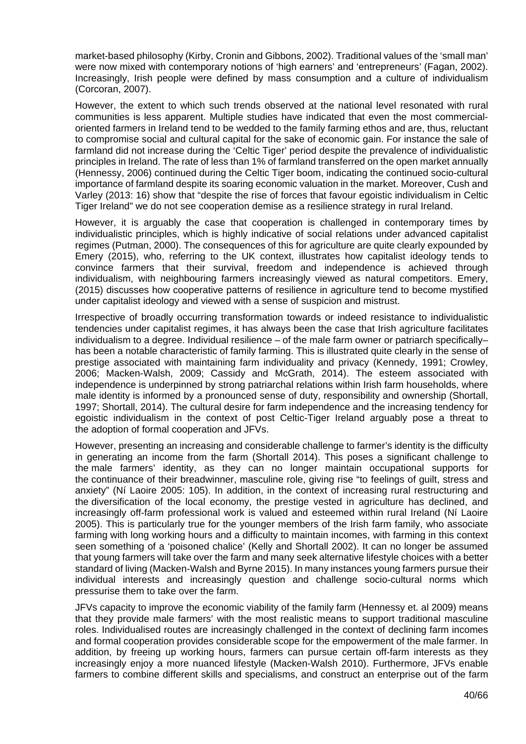market-based philosophy (Kirby, Cronin and Gibbons, 2002). Traditional values of the 'small man' were now mixed with contemporary notions of 'high earners' and 'entrepreneurs' (Fagan, 2002). Increasingly, Irish people were defined by mass consumption and a culture of individualism (Corcoran, 2007).

However, the extent to which such trends observed at the national level resonated with rural communities is less apparent. Multiple studies have indicated that even the most commercial-oriented farmers in Ireland tend to be wedded to the family farming ethos and are, thus, reluctant to compromise social and cultural capital for the sake of economic gain. For instance the sale of farmland did not increase during the 'Celtic Tiger' period despite the prevalence of individualistic principles in Ireland. The rate of less than 1% of farmland transferred on the open market annually (Hennessy, 2006) continued during the Celtic Tiger boom, indicating the continued socio-cultural importance of farmland despite its soaring economic valuation in the market. Moreover, Cush and Varley (2013: 16) show that "despite the rise of forces that favour egoistic individualism in Celtic Tiger Ireland" we do not see cooperation demise as a resilience strategy in rural Ireland.

However, it is arguably the case that cooperation is challenged in contemporary times by individualistic principles, which is highly indicative of social relations under advanced capitalist regimes (Putman, 2000). The consequences of this for agriculture are quite clearly expounded by Emery (2015), who, referring to the UK context, illustrates how capitalist ideology tends to convince farmers that their survival, freedom and independence is achieved through individualism, with neighbouring farmers increasingly viewed as natural competitors. Emery, (2015) discusses how cooperative patterns of resilience in agriculture tend to become mystified under capitalist ideology and viewed with a sense of suspicion and mistrust.

Irrespective of broadly occurring transformation towards or indeed resistance to individualistic tendencies under capitalist regimes, it has always been the case that Irish agriculture facilitates individualism to a degree. Individual resilience – of the male farm owner or patriarch specifically– has been a notable characteristic of family farming. This is illustrated quite clearly in the sense of prestige associated with maintaining farm individuality and privacy (Kennedy, 1991; Crowley, 2006; Macken-Walsh, 2009; Cassidy and McGrath, 2014). The esteem associated with independence is underpinned by strong patriarchal relations within Irish farm households, where male identity is informed by a pronounced sense of duty, responsibility and ownership (Shortall, 1997; Shortall, 2014). The cultural desire for farm independence and the increasing tendency for egoistic individualism in the context of post Celtic-Tiger Ireland arguably pose a threat to the adoption of formal cooperation and JFVs.

However, presenting an increasing and considerable challenge to farmer's identity is the difficulty in generating an income from the farm (Shortall 2014). This poses a significant challenge to the male farmers' identity, as they can no longer maintain occupational supports for the continuance of their breadwinner, masculine role, giving rise "to feelings of guilt, stress and anxiety" (Ní Laoire 2005: 105). In addition, in the context of increasing rural restructuring and the diversification of the local economy, the prestige vested in agriculture has declined, and increasingly off-farm professional work is valued and esteemed within rural Ireland (Ní Laoire 2005). This is particularly true for the younger members of the Irish farm family, who associate farming with long working hours and a difficulty to maintain incomes, with farming in this context seen something of a 'poisoned chalice' (Kelly and Shortall 2002). It can no longer be assumed that young farmers will take over the farm and many seek alternative lifestyle choices with a better standard of living (Macken-Walsh and Byrne 2015). In many instances young farmers pursue their individual interests and increasingly question and challenge socio-cultural norms which pressurise them to take over the farm.

JFVs capacity to improve the economic viability of the family farm (Hennessy et. al 2009) means that they provide male farmers' with the most realistic means to support traditional masculine roles. Individualised routes are increasingly challenged in the context of declining farm incomes and formal cooperation provides considerable scope for the empowerment of the male farmer. In addition, by freeing up working hours, farmers can pursue certain off-farm interests as they increasingly enjoy a more nuanced lifestyle (Macken-Walsh 2010). Furthermore, JFVs enable farmers to combine different skills and specialisms, and construct an enterprise out of the farm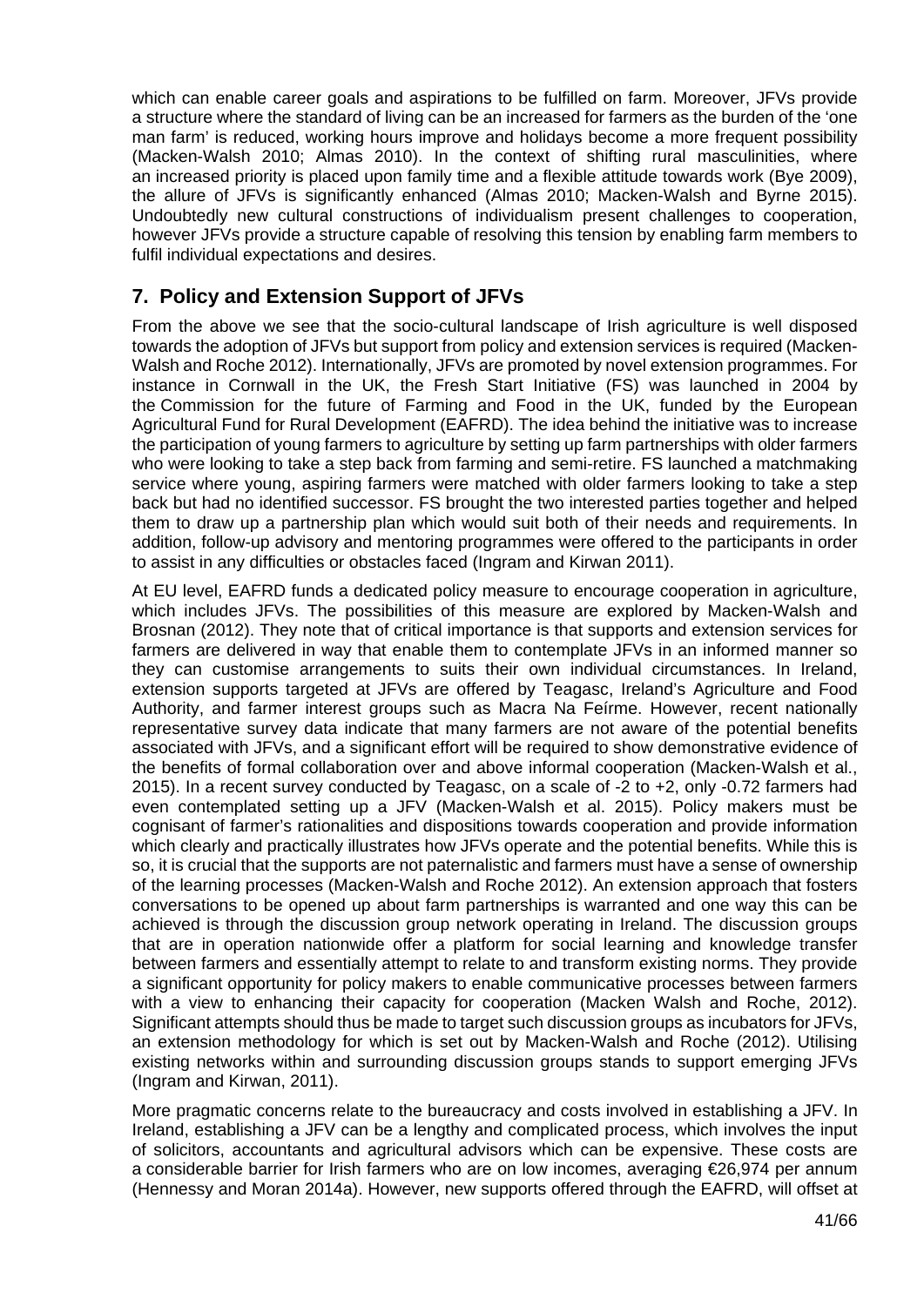which can enable career goals and aspirations to be fulfilled on farm. Moreover, JFVs provide a structure where the standard of living can be an increased for farmers as the burden of the 'one man farm' is reduced, working hours improve and holidays become a more frequent possibility (Macken-Walsh 2010; Almas 2010). In the context of shifting rural masculinities, where an increased priority is placed upon family time and a flexible attitude towards work (Bye 2009), the allure of JFVs is significantly enhanced (Almas 2010; Macken-Walsh and Byrne 2015). Undoubtedly new cultural constructions of individualism present challenges to cooperation, however JFVs provide a structure capable of resolving this tension by enabling farm members to fulfil individual expectations and desires.

## 7. Policy and Extension Support of JFVs

From the above we see that the socio-cultural landscape of Irish agriculture is well disposed towards the adoption of JFVs but support from policy and extension services is required (Macken-Walsh and Roche 2012). Internationally, JFVs are promoted by novel extension programmes. For instance in Cornwall in the UK, the Fresh Start Initiative (FS) was launched in 2004 by the Commission for the future of Farming and Food in the UK, funded by the European Agricultural Fund for Rural Development (EAFRD). The idea behind the initiative was to increase the participation of young farmers to agriculture by setting up farm partnerships with older farmers who were looking to take a step back from farming and semi-retire. FS launched a matchmaking service where young, aspiring farmers were matched with older farmers looking to take a step back but had no identified successor. FS brought the two interested parties together and helped them to draw up a partnership plan which would suit both of their needs and requirements. In addition, follow-up advisory and mentoring programmes were offered to the participants in order to assist in any difficulties or obstacles faced (Ingram and Kirwan 2011).

At EU level, EAFRD funds a dedicated policy measure to encourage cooperation in agriculture, which includes JFVs. The possibilities of this measure are explored by Macken-Walsh and Brosnan (2012). They note that of critical importance is that supports and extension services for farmers are delivered in way that enable them to contemplate JFVs in an informed manner so they can customise arrangements to suits their own individual circumstances. In Ireland, extension supports targeted at JFVs are offered by Teagasc, Ireland's Agriculture and Food Authority, and farmer interest groups such as Macra Na Feírme. However, recent nationally representative survey data indicate that many farmers are not aware of the potential benefits associated with JFVs, and a significant effort will be required to show demonstrative evidence of the benefits of formal collaboration over and above informal cooperation (Macken-Walsh et al., 2015). In a recent survey conducted by Teagasc, on a scale of -2 to +2, only -0.72 farmers had even contemplated setting up a JFV (Macken-Walsh et al. 2015). Policy makers must be cognisant of farmer's rationalities and dispositions towards cooperation and provide information which clearly and practically illustrates how JFVs operate and the potential benefits. While this is so, it is crucial that the supports are not paternalistic and farmers must have a sense of ownership of the learning processes (Macken-Walsh and Roche 2012). An extension approach that fosters conversations to be opened up about farm partnerships is warranted and one way this can be achieved is through the discussion group network operating in Ireland. The discussion groups that are in operation nationwide offer a platform for social learning and knowledge transfer between farmers and essentially attempt to relate to and transform existing norms. They provide a significant opportunity for policy makers to enable communicative processes between farmers with a view to enhancing their capacity for cooperation (Macken Walsh and Roche, 2012). Significant attempts should thus be made to target such discussion groups as incubators for JFVs, an extension methodology for which is set out by Macken-Walsh and Roche (2012). Utilising existing networks within and surrounding discussion groups stands to support emerging JFVs (Ingram and Kirwan, 2011).

More pragmatic concerns relate to the bureaucracy and costs involved in establishing a JFV. In Ireland, establishing a JFV can be a lengthy and complicated process, which involves the input of solicitors, accountants and agricultural advisors which can be expensive. These costs are a considerable barrier for Irish farmers who are on low incomes, averaging €26,974 per annum (Hennessy and Moran 2014a). However, new supports offered through the EAFRD, will offset at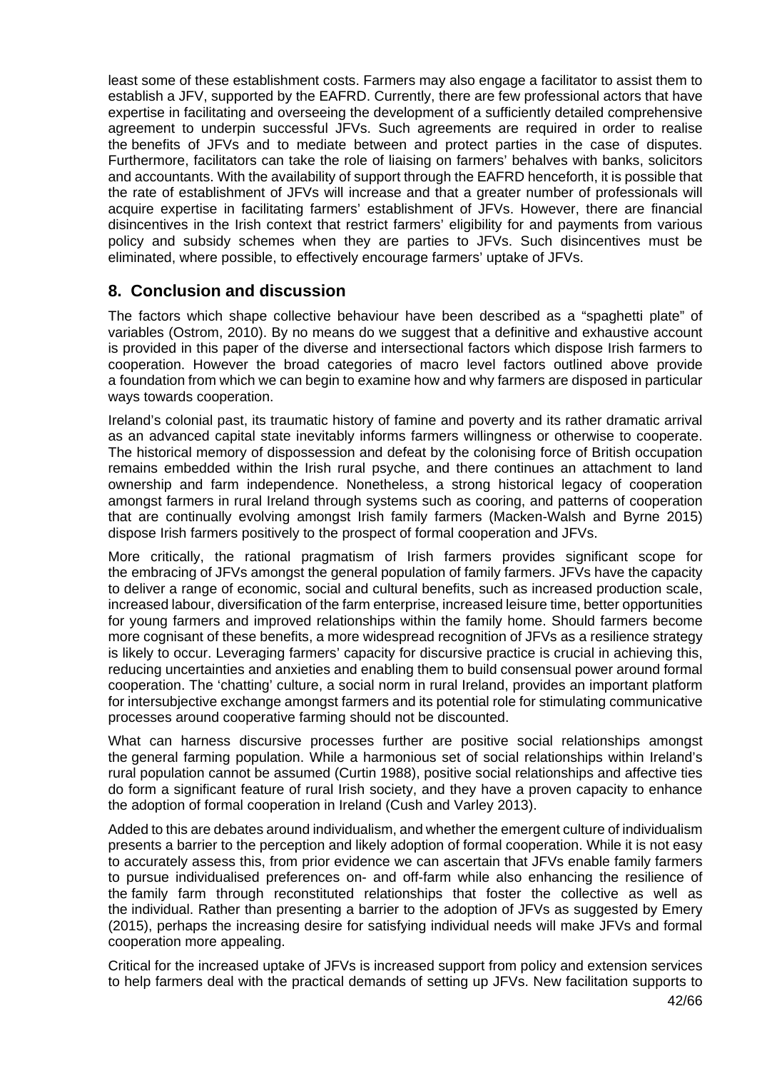least some of these establishment costs. Farmers may also engage a facilitator to assist them to establish a JFV, supported by the EAFRD. Currently, there are few professional actors that have expertise in facilitating and overseeing the development of a sufficiently detailed comprehensive agreement to underpin successful JFVs. Such agreements are required in order to realise the benefits of JFVs and to mediate between and protect parties in the case of disputes. Furthermore, facilitators can take the role of liaising on farmers' behalves with banks, solicitors and accountants. With the availability of support through the EAFRD henceforth, it is possible that the rate of establishment of JFVs will increase and that a greater number of professionals will acquire expertise in facilitating farmers' establishment of JFVs. However, there are financial disincentives in the Irish context that restrict farmers' eligibility for and payments from various policy and subsidy schemes when they are parties to JFVs. Such disincentives must be eliminated, where possible, to effectively encourage farmers' uptake of JFVs.

## 8. Conclusion and discussion

The factors which shape collective behaviour have been described as a "spaghetti plate" of variables (Ostrom, 2010). By no means do we suggest that a definitive and exhaustive account is provided in this paper of the diverse and intersectional factors which dispose Irish farmers to cooperation. However the broad categories of macro level factors outlined above provide a foundation from which we can begin to examine how and why farmers are disposed in particular ways towards cooperation.

Ireland's colonial past, its traumatic history of famine and poverty and its rather dramatic arrival as an advanced capital state inevitably informs farmers willingness or otherwise to cooperate. The historical memory of dispossession and defeat by the colonising force of British occupation remains embedded within the Irish rural psyche, and there continues an attachment to land ownership and farm independence. Nonetheless, a strong historical legacy of cooperation amongst farmers in rural Ireland through systems such as cooring, and patterns of cooperation that are continually evolving amongst Irish family farmers (Macken-Walsh and Byrne 2015) dispose Irish farmers positively to the prospect of formal cooperation and JFVs.

More critically, the rational pragmatism of Irish farmers provides significant scope for the embracing of JFVs amongst the general population of family farmers. JFVs have the capacity to deliver a range of economic, social and cultural benefits, such as increased production scale, increased labour, diversification of the farm enterprise, increased leisure time, better opportunities for young farmers and improved relationships within the family home. Should farmers become more cognisant of these benefits, a more widespread recognition of JFVs as a resilience strategy is likely to occur. Leveraging farmers' capacity for discursive practice is crucial in achieving this, reducing uncertainties and anxieties and enabling them to build consensual power around formal cooperation. The 'chatting' culture, a social norm in rural Ireland, provides an important platform for intersubjective exchange amongst farmers and its potential role for stimulating communicative processes around cooperative farming should not be discounted.

What can harness discursive processes further are positive social relationships amongst the general farming population. While a harmonious set of social relationships within Ireland's rural population cannot be assumed (Curtin 1988), positive social relationships and affective ties do form a significant feature of rural Irish society, and they have a proven capacity to enhance the adoption of formal cooperation in Ireland (Cush and Varley 2013).

Added to this are debates around individualism, and whether the emergent culture of individualism presents a barrier to the perception and likely adoption of formal cooperation. While it is not easy to accurately assess this, from prior evidence we can ascertain that JFVs enable family farmers to pursue individualised preferences on- and off-farm while also enhancing the resilience of the family farm through reconstituted relationships that foster the collective as well as the individual. Rather than presenting a barrier to the adoption of JFVs as suggested by Emery (2015), perhaps the increasing desire for satisfying individual needs will make JFVs and formal cooperation more appealing.

Critical for the increased uptake of JFVs is increased support from policy and extension services to help farmers deal with the practical demands of setting up JFVs. New facilitation supports to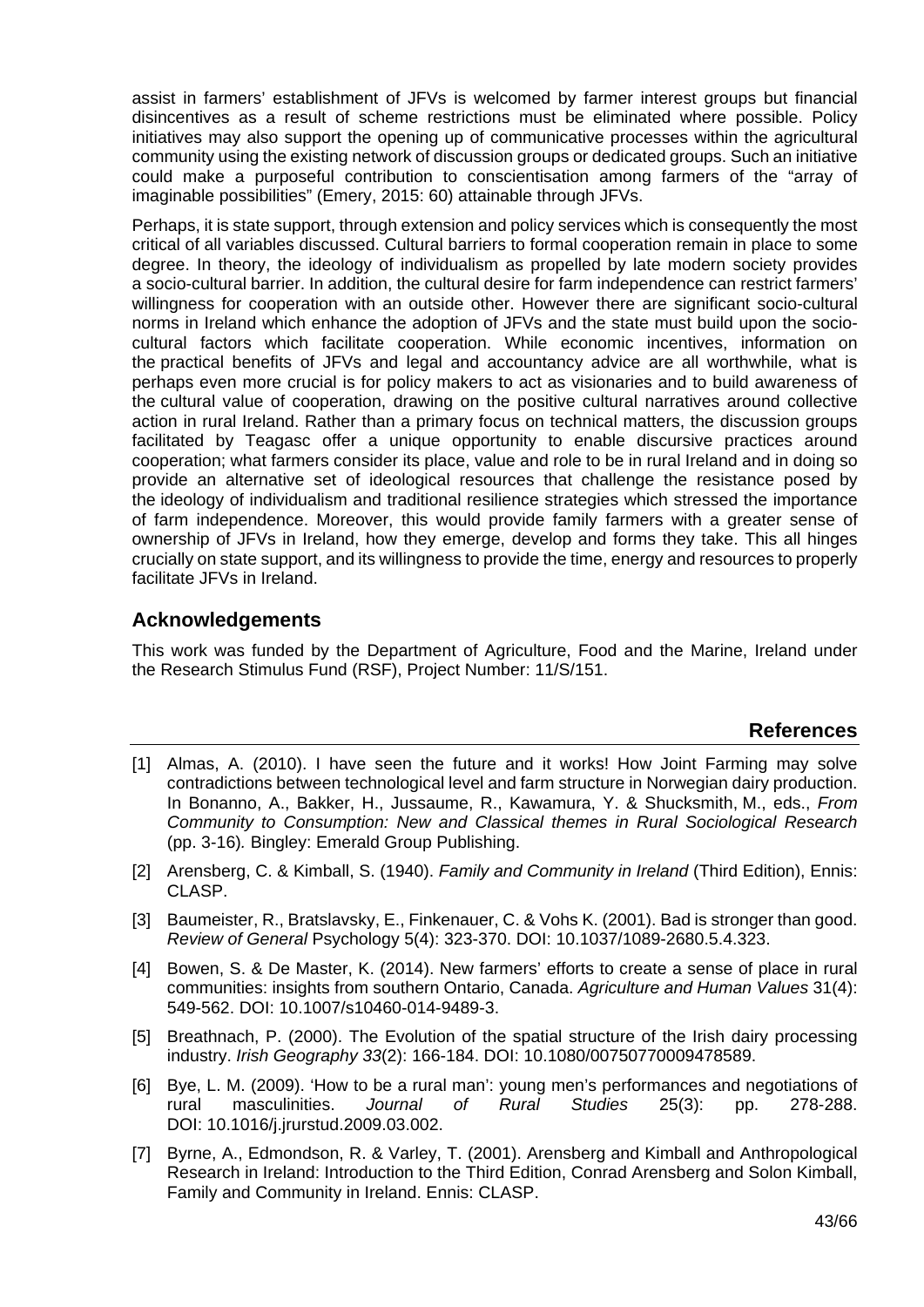assist in farmers' establishment of JFVs is welcomed by farmer interest groups but financial disincentives as a result of scheme restrictions must be eliminated where possible. Policy initiatives may also support the opening up of communicative processes within the agricultural community using the existing network of discussion groups or dedicated groups. Such an initiative could make a purposeful contribution to conscientisation among farmers of the "array of imaginable possibilities" (Emery, 2015: 60) attainable through JFVs.

Perhaps, it is state support, through extension and policy services which is consequently the most critical of all variables discussed. Cultural barriers to formal cooperation remain in place to some degree. In theory, the ideology of individualism as propelled by late modern society provides a socio-cultural barrier. In addition, the cultural desire for farm independence can restrict farmers' willingness for cooperation with an outside other. However there are significant socio-cultural norms in Ireland which enhance the adoption of JFVs and the state must build upon the socio-cultural factors which facilitate cooperation. While economic incentives, information on the practical benefits of JFVs and legal and accountancy advice are all worthwhile, what is perhaps even more crucial is for policy makers to act as visionaries and to build awareness of the cultural value of cooperation, drawing on the positive cultural narratives around collective action in rural Ireland. Rather than a primary focus on technical matters, the discussion groups facilitated by Teagasc offer a unique opportunity to enable discursive practices around cooperation; what farmers consider its place, value and role to be in rural Ireland and in doing so provide an alternative set of ideological resources that challenge the resistance posed by the ideology of individualism and traditional resilience strategies which stressed the importance of farm independence. Moreover, this would provide family farmers with a greater sense of ownership of JFVs in Ireland, how they emerge, develop and forms they take. This all hinges crucially on state support, and its willingness to provide the time, energy and resources to properly facilitate JFVs in Ireland.

## Acknowledgements

This work was funded by the Department of Agriculture, Food and the Marine, Ireland under the Research Stimulus Fund (RSF), Project Number: 11/S/151.

## References

[1] Almas, A. (2010). I have seen the future and it works! How Joint Farming may solve contradictions between technological level and farm structure in Norwegian dairy production. In Bonanno, A., Bakker, H., Jussaume, R., Kawamura, Y. & Shucksmith, M., eds., *From Community to Consumption: New and Classical themes in Rural Sociological Research* (pp. 3-16). Bingley: Emerald Group Publishing.

[2] Arensberg, C. & Kimball, S. (1940). *Family and Community in Ireland* (Third Edition), Ennis: CLASP.

[3] Baumeister, R., Bratslavsky, E., Finkenauer, C. & Vohs K. (2001). Bad is stronger than good. *Review of General* Psychology 5(4): 323-370. DOI: 10.1037/1089-2680.5.4.323.

[4] Bowen, S. & De Master, K. (2014). New farmers' efforts to create a sense of place in rural communities: insights from southern Ontario, Canada. *Agriculture and Human Values* 31(4): 549-562. DOI: 10.1007/s10460-014-9489-3.

[5] Breathnach, P. (2000). The Evolution of the spatial structure of the Irish dairy processing industry. *Irish Geography 33*(2): 166-184. DOI: 10.1080/00750770009478589.

[6] Bye, L. M. (2009). 'How to be a rural man': young men's performances and negotiations of rural masculinities. *Journal of Rural Studies* 25(3): pp. 278-288. DOI: 10.1016/j.jrurstud.2009.03.002.

[7] Byrne, A., Edmondson, R. & Varley, T. (2001). Arensberg and Kimball and Anthropological Research in Ireland: Introduction to the Third Edition, Conrad Arensberg and Solon Kimball, Family and Community in Ireland. Ennis: CLASP.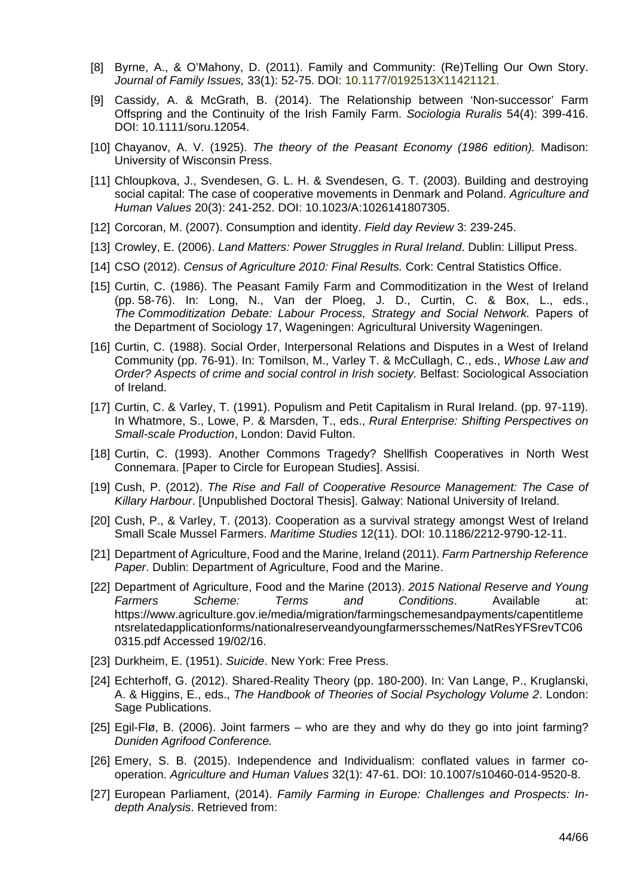[8] Byrne, A., & O'Mahony, D. (2011). Family and Community: (Re)Telling Our Own Story. *Journal of Family Issues,* 33(1): 52-75. DOI: 10.1177/0192513X11421121.

[9] Cassidy, A. & McGrath, B. (2014). The Relationship between 'Non-successor' Farm Offspring and the Continuity of the Irish Family Farm. *Sociologia Ruralis* 54(4): 399-416. DOI: 10.1111/soru.12054.

[10] Chayanov, A. V. (1925). *The theory of the Peasant Economy (1986 edition).* Madison: University of Wisconsin Press.

[11] Chloupkova, J., Svendesen, G. L. H. & Svendesen, G. T. (2003). Building and destroying social capital: The case of cooperative movements in Denmark and Poland. *Agriculture and Human Values* 20(3): 241-252. DOI: 10.1023/A:1026141807305.

[12] Corcoran, M. (2007). Consumption and identity. *Field day Review* 3: 239-245.

[13] Crowley, E. (2006). *Land Matters: Power Struggles in Rural Ireland*. Dublin: Lilliput Press.

[14] CSO (2012). *Census of Agriculture 2010: Final Results.* Cork: Central Statistics Office.

[15] Curtin, C. (1986). The Peasant Family Farm and Commoditization in the West of Ireland (pp. 58-76). In: Long, N., Van der Ploeg, J. D., Curtin, C. & Box, L., eds., *The Commoditization Debate: Labour Process, Strategy and Social Network.* Papers of the Department of Sociology 17, Wageningen: Agricultural University Wageningen.

[16] Curtin, C. (1988). Social Order, Interpersonal Relations and Disputes in a West of Ireland Community (pp. 76-91). In: Tomilson, M., Varley T. & McCullagh, C., eds., *Whose Law and Order? Aspects of crime and social control in Irish society.* Belfast: Sociological Association of Ireland.

[17] Curtin, C. & Varley, T. (1991). Populism and Petit Capitalism in Rural Ireland. (pp. 97-119). In Whatmore, S., Lowe, P. & Marsden, T., eds., *Rural Enterprise: Shifting Perspectives on Small-scale Production*, London: David Fulton.

[18] Curtin, C. (1993). Another Commons Tragedy? Shellfish Cooperatives in North West Connemara. [Paper to Circle for European Studies]. Assisi.

[19] Cush, P. (2012). *The Rise and Fall of Cooperative Resource Management: The Case of Killary Harbour*. [Unpublished Doctoral Thesis]. Galway: National University of Ireland.

[20] Cush, P., & Varley, T. (2013). Cooperation as a survival strategy amongst West of Ireland Small Scale Mussel Farmers. *Maritime Studies* 12(11). DOI: 10.1186/2212-9790-12-11.

[21] Department of Agriculture, Food and the Marine, Ireland (2011). *Farm Partnership Reference Paper*. Dublin: Department of Agriculture, Food and the Marine.

[22] Department of Agriculture, Food and the Marine (2013). *2015 National Reserve and Young Farmers Scheme: Terms and Conditions*. Available at: https://www.agriculture.gov.ie/media/migration/farmingschemesandpayments/capentitlementsrelatedapplicationforms/nationalreserveandyoungfarmersschemes/NatResYFSrevTC060315.pdf Accessed 19/02/16.

[23] Durkheim, E. (1951). *Suicide*. New York: Free Press.

[24] Echterhoff, G. (2012). Shared-Reality Theory (pp. 180-200). In: Van Lange, P., Kruglanski, A. & Higgins, E., eds., *The Handbook of Theories of Social Psychology Volume 2*. London: Sage Publications.

[25] Egil-Flø, B. (2006). Joint farmers – who are they and why do they go into joint farming? *Duniden Agrifood Conference.*

[26] Emery, S. B. (2015). Independence and Individualism: conflated values in farmer co-operation. *Agriculture and Human Values* 32(1): 47-61. DOI: 10.1007/s10460-014-9520-8.

[27] European Parliament, (2014). *Family Farming in Europe: Challenges and Prospects: In-depth Analysis*. Retrieved from: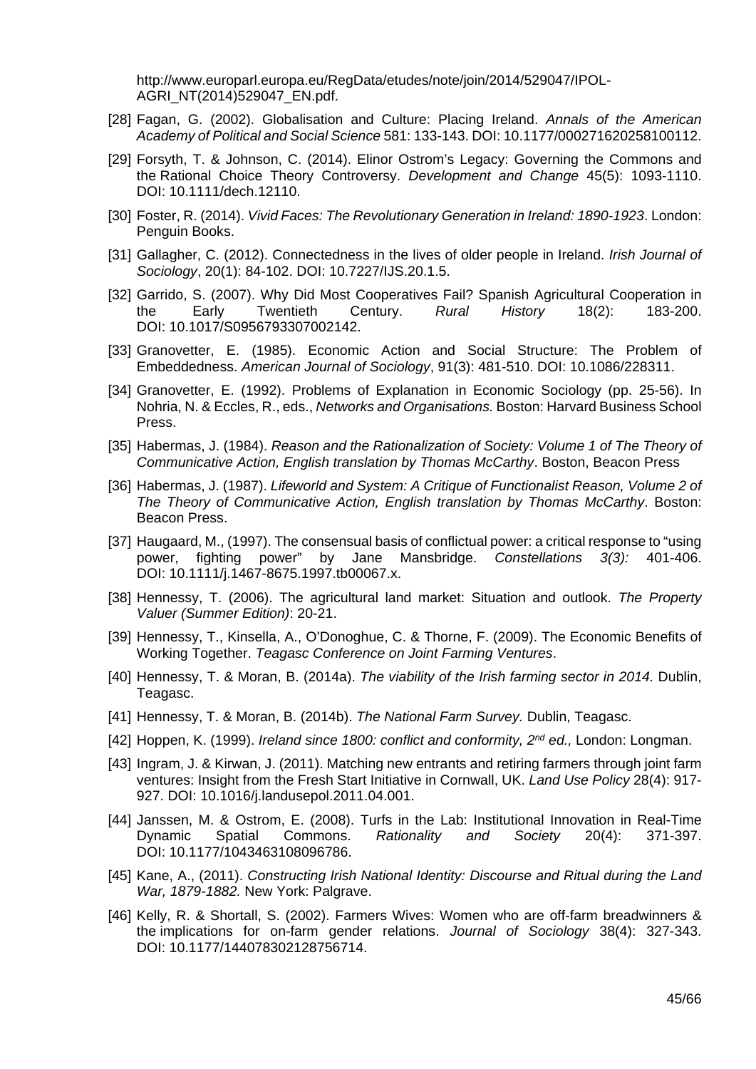http://www.europarl.europa.eu/RegData/etudes/note/join/2014/529047/IPOL-AGRI_NT(2014)529047_EN.pdf.

[28] Fagan, G. (2002). Globalisation and Culture: Placing Ireland. *Annals of the American Academy of Political and Social Science* 581: 133-143. DOI: 10.1177/000271620258100112.

[29] Forsyth, T. & Johnson, C. (2014). Elinor Ostrom's Legacy: Governing the Commons and the Rational Choice Theory Controversy. *Development and Change* 45(5): 1093-1110. DOI: 10.1111/dech.12110.

[30] Foster, R. (2014). *Vivid Faces: The Revolutionary Generation in Ireland: 1890-1923*. London: Penguin Books.

[31] Gallagher, C. (2012). Connectedness in the lives of older people in Ireland. *Irish Journal of Sociology*, 20(1): 84-102. DOI: 10.7227/IJS.20.1.5.

[32] Garrido, S. (2007). Why Did Most Cooperatives Fail? Spanish Agricultural Cooperation in the Early Twentieth Century. *Rural History* 18(2): 183-200. DOI: 10.1017/S0956793307002142.

[33] Granovetter, E. (1985). Economic Action and Social Structure: The Problem of Embeddedness. *American Journal of Sociology*, 91(3): 481-510. DOI: 10.1086/228311.

[34] Granovetter, E. (1992). Problems of Explanation in Economic Sociology (pp. 25-56). In Nohria, N. & Eccles, R., eds., *Networks and Organisations.* Boston: Harvard Business School Press.

[35] Habermas, J. (1984). *Reason and the Rationalization of Society: Volume 1 of The Theory of Communicative Action, English translation by Thomas McCarthy*. Boston, Beacon Press

[36] Habermas, J. (1987). *Lifeworld and System: A Critique of Functionalist Reason, Volume 2 of The Theory of Communicative Action, English translation by Thomas McCarthy*. Boston: Beacon Press.

[37] Haugaard, M., (1997). The consensual basis of conflictual power: a critical response to "using power, fighting power" by Jane Mansbridge. *Constellations 3(3):* 401-406. DOI: 10.1111/j.1467-8675.1997.tb00067.x.

[38] Hennessy, T. (2006). The agricultural land market: Situation and outlook. *The Property Valuer (Summer Edition)*: 20-21.

[39] Hennessy, T., Kinsella, A., O'Donoghue, C. & Thorne, F. (2009). The Economic Benefits of Working Together. *Teagasc Conference on Joint Farming Ventures*.

[40] Hennessy, T. & Moran, B. (2014a). *The viability of the Irish farming sector in 2014.* Dublin, Teagasc.

[41] Hennessy, T. & Moran, B. (2014b). *The National Farm Survey.* Dublin, Teagasc.

[42] Hoppen, K. (1999). *Ireland since 1800: conflict and conformity, 2nd ed.,* London: Longman.

[43] Ingram, J. & Kirwan, J. (2011). Matching new entrants and retiring farmers through joint farm ventures: Insight from the Fresh Start Initiative in Cornwall, UK. *Land Use Policy* 28(4): 917-927. DOI: 10.1016/j.landusepol.2011.04.001.

[44] Janssen, M. & Ostrom, E. (2008). Turfs in the Lab: Institutional Innovation in Real-Time Dynamic Spatial Commons. *Rationality and Society* 20(4): 371-397. DOI: 10.1177/1043463108096786.

[45] Kane, A., (2011). *Constructing Irish National Identity: Discourse and Ritual during the Land War, 1879-1882.* New York: Palgrave.

[46] Kelly, R. & Shortall, S. (2002). Farmers Wives: Women who are off-farm breadwinners & the implications for on-farm gender relations. *Journal of Sociology* 38(4): 327-343. DOI: 10.1177/144078302128756714.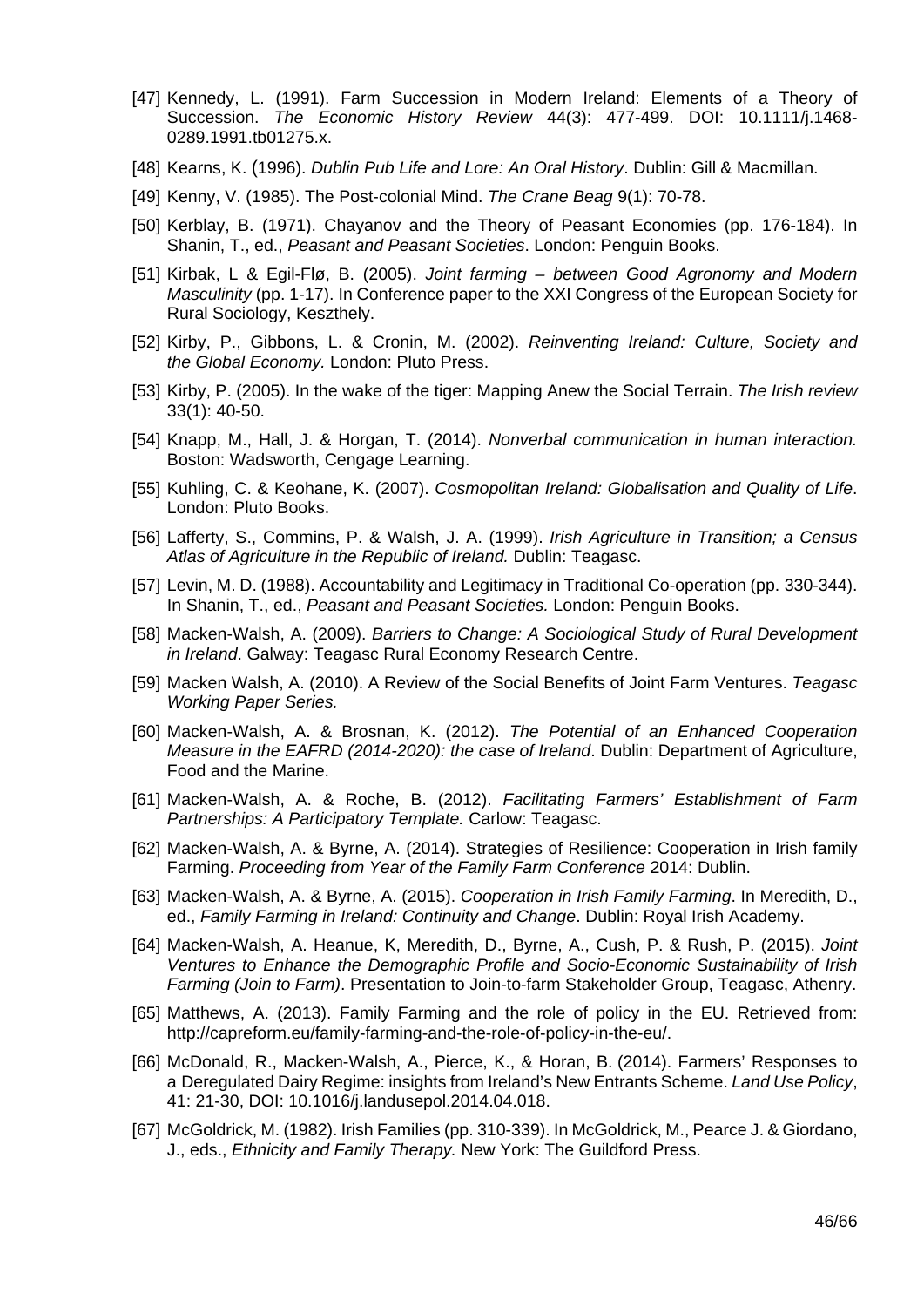[47] Kennedy, L. (1991). Farm Succession in Modern Ireland: Elements of a Theory of Succession. *The Economic History Review* 44(3): 477-499. DOI: 10.1111/j.1468-0289.1991.tb01275.x.

[48] Kearns, K. (1996). *Dublin Pub Life and Lore: An Oral History*. Dublin: Gill & Macmillan.

[49] Kenny, V. (1985). The Post-colonial Mind. *The Crane Beag* 9(1): 70-78.

[50] Kerblay, B. (1971). Chayanov and the Theory of Peasant Economies (pp. 176-184). In Shanin, T., ed., *Peasant and Peasant Societies*. London: Penguin Books.

[51] Kirbak, L & Egil-Flø, B. (2005). *Joint farming – between Good Agronomy and Modern Masculinity* (pp. 1-17). In Conference paper to the XXI Congress of the European Society for Rural Sociology, Keszthely.

[52] Kirby, P., Gibbons, L. & Cronin, M. (2002). *Reinventing Ireland: Culture, Society and the Global Economy.* London: Pluto Press.

[53] Kirby, P. (2005). In the wake of the tiger: Mapping Anew the Social Terrain. *The Irish review* 33(1): 40-50.

[54] Knapp, M., Hall, J. & Horgan, T. (2014). *Nonverbal communication in human interaction.* Boston: Wadsworth, Cengage Learning.

[55] Kuhling, C. & Keohane, K. (2007). *Cosmopolitan Ireland: Globalisation and Quality of Life*. London: Pluto Books.

[56] Lafferty, S., Commins, P. & Walsh, J. A. (1999). *Irish Agriculture in Transition; a Census Atlas of Agriculture in the Republic of Ireland.* Dublin: Teagasc.

[57] Levin, M. D. (1988). Accountability and Legitimacy in Traditional Co-operation (pp. 330-344). In Shanin, T., ed., *Peasant and Peasant Societies.* London: Penguin Books.

[58] Macken-Walsh, A. (2009). *Barriers to Change: A Sociological Study of Rural Development in Ireland*. Galway: Teagasc Rural Economy Research Centre.

[59] Macken Walsh, A. (2010). A Review of the Social Benefits of Joint Farm Ventures. *Teagasc Working Paper Series.*

[60] Macken-Walsh, A. & Brosnan, K. (2012). *The Potential of an Enhanced Cooperation Measure in the EAFRD (2014-2020): the case of Ireland*. Dublin: Department of Agriculture, Food and the Marine.

[61] Macken-Walsh, A. & Roche, B. (2012). *Facilitating Farmers' Establishment of Farm Partnerships: A Participatory Template.* Carlow: Teagasc.

[62] Macken-Walsh, A. & Byrne, A. (2014). Strategies of Resilience: Cooperation in Irish family Farming. *Proceeding from Year of the Family Farm Conference* 2014: Dublin.

[63] Macken-Walsh, A. & Byrne, A. (2015). *Cooperation in Irish Family Farming*. In Meredith, D., ed., *Family Farming in Ireland: Continuity and Change*. Dublin: Royal Irish Academy.

[64] Macken-Walsh, A. Heanue, K, Meredith, D., Byrne, A., Cush, P. & Rush, P. (2015). *Joint Ventures to Enhance the Demographic Profile and Socio-Economic Sustainability of Irish Farming (Join to Farm)*. Presentation to Join-to-farm Stakeholder Group, Teagasc, Athenry.

[65] Matthews, A. (2013). Family Farming and the role of policy in the EU. Retrieved from: http://capreform.eu/family-farming-and-the-role-of-policy-in-the-eu/.

[66] McDonald, R., Macken-Walsh, A., Pierce, K., & Horan, B. (2014). Farmers' Responses to a Deregulated Dairy Regime: insights from Ireland's New Entrants Scheme. *Land Use Policy*, 41: 21-30, DOI: 10.1016/j.landusepol.2014.04.018.

[67] McGoldrick, M. (1982). Irish Families (pp. 310-339). In McGoldrick, M., Pearce J. & Giordano, J., eds., *Ethnicity and Family Therapy.* New York: The Guildford Press.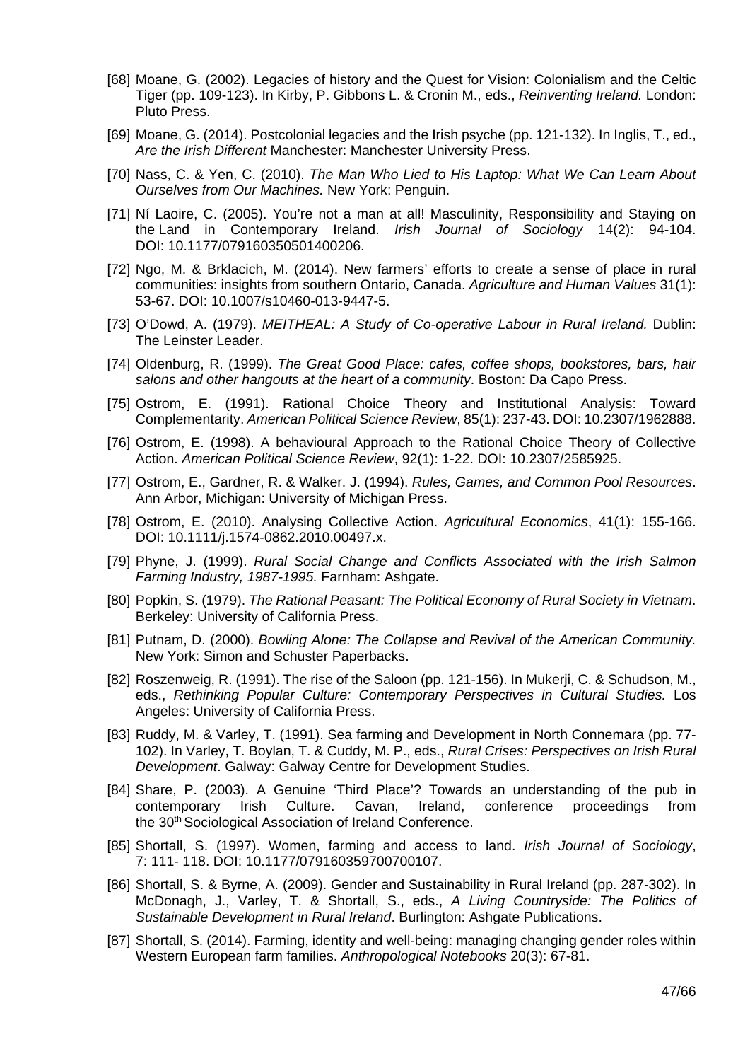[68] Moane, G. (2002). Legacies of history and the Quest for Vision: Colonialism and the Celtic Tiger (pp. 109-123). In Kirby, P. Gibbons L. & Cronin M., eds., *Reinventing Ireland.* London: Pluto Press.

[69] Moane, G. (2014). Postcolonial legacies and the Irish psyche (pp. 121-132). In Inglis, T., ed., *Are the Irish Different* Manchester: Manchester University Press.

[70] Nass, C. & Yen, C. (2010). *The Man Who Lied to His Laptop: What We Can Learn About Ourselves from Our Machines.* New York: Penguin.

[71] Ní Laoire, C. (2005). You're not a man at all! Masculinity, Responsibility and Staying on the Land in Contemporary Ireland. *Irish Journal of Sociology* 14(2): 94-104. DOI: 10.1177/079160350501400206.

[72] Ngo, M. & Brklacich, M. (2014). New farmers' efforts to create a sense of place in rural communities: insights from southern Ontario, Canada. *Agriculture and Human Values* 31(1): 53-67. DOI: 10.1007/s10460-013-9447-5.

[73] O'Dowd, A. (1979). *MEITHEAL: A Study of Co-operative Labour in Rural Ireland.* Dublin: The Leinster Leader.

[74] Oldenburg, R. (1999). *The Great Good Place: cafes, coffee shops, bookstores, bars, hair salons and other hangouts at the heart of a community*. Boston: Da Capo Press.

[75] Ostrom, E. (1991). Rational Choice Theory and Institutional Analysis: Toward Complementarity. *American Political Science Review*, 85(1): 237-43. DOI: 10.2307/1962888.

[76] Ostrom, E. (1998). A behavioural Approach to the Rational Choice Theory of Collective Action. *American Political Science Review*, 92(1): 1-22. DOI: 10.2307/2585925.

[77] Ostrom, E., Gardner, R. & Walker. J. (1994). *Rules, Games, and Common Pool Resources*. Ann Arbor, Michigan: University of Michigan Press.

[78] Ostrom, E. (2010). Analysing Collective Action. *Agricultural Economics*, 41(1): 155-166. DOI: 10.1111/j.1574-0862.2010.00497.x.

[79] Phyne, J. (1999). *Rural Social Change and Conflicts Associated with the Irish Salmon Farming Industry, 1987-1995.* Farnham: Ashgate.

[80] Popkin, S. (1979). *The Rational Peasant: The Political Economy of Rural Society in Vietnam*. Berkeley: University of California Press.

[81] Putnam, D. (2000). *Bowling Alone: The Collapse and Revival of the American Community.* New York: Simon and Schuster Paperbacks.

[82] Roszenweig, R. (1991). The rise of the Saloon (pp. 121-156). In Mukerji, C. & Schudson, M., eds., *Rethinking Popular Culture: Contemporary Perspectives in Cultural Studies.* Los Angeles: University of California Press.

[83] Ruddy, M. & Varley, T. (1991). Sea farming and Development in North Connemara (pp. 77-102). In Varley, T. Boylan, T. & Cuddy, M. P., eds., *Rural Crises: Perspectives on Irish Rural Development*. Galway: Galway Centre for Development Studies.

[84] Share, P. (2003). A Genuine 'Third Place'? Towards an understanding of the pub in contemporary Irish Culture. Cavan, Ireland, conference proceedings from the 30th Sociological Association of Ireland Conference.

[85] Shortall, S. (1997). Women, farming and access to land. *Irish Journal of Sociology*, 7: 111- 118. DOI: 10.1177/079160359700700107.

[86] Shortall, S. & Byrne, A. (2009). Gender and Sustainability in Rural Ireland (pp. 287-302). In McDonagh, J., Varley, T. & Shortall, S., eds., *A Living Countryside: The Politics of Sustainable Development in Rural Ireland*. Burlington: Ashgate Publications.

[87] Shortall, S. (2014). Farming, identity and well-being: managing changing gender roles within Western European farm families. *Anthropological Notebooks* 20(3): 67-81.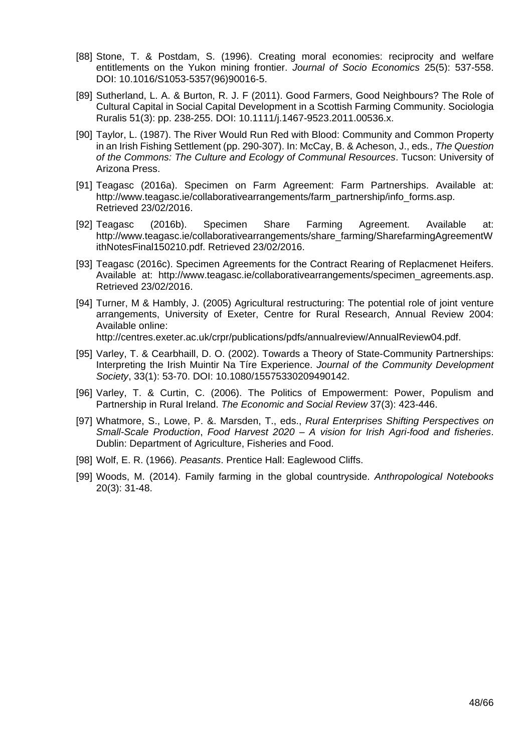[88] Stone, T. & Postdam, S. (1996). Creating moral economies: reciprocity and welfare entitlements on the Yukon mining frontier. *Journal of Socio Economics* 25(5): 537-558. DOI: 10.1016/S1053-5357(96)90016-5.

[89] Sutherland, L. A. & Burton, R. J. F (2011). Good Farmers, Good Neighbours? The Role of Cultural Capital in Social Capital Development in a Scottish Farming Community. Sociologia Ruralis 51(3): pp. 238-255. DOI: 10.1111/j.1467-9523.2011.00536.x.

[90] Taylor, L. (1987). The River Would Run Red with Blood: Community and Common Property in an Irish Fishing Settlement (pp. 290-307). In: McCay, B. & Acheson, J., eds*., The Question of the Commons: The Culture and Ecology of Communal Resources*. Tucson: University of Arizona Press.

[91] Teagasc (2016a). Specimen on Farm Agreement: Farm Partnerships. Available at: http://www.teagasc.ie/collaborativearrangements/farm_partnership/info_forms.asp. Retrieved 23/02/2016.

[92] Teagasc (2016b). Specimen Share Farming Agreement. Available at: http://www.teagasc.ie/collaborativearrangements/share_farming/SharefarmingAgreementWithNotesFinal150210.pdf. Retrieved 23/02/2016.

[93] Teagasc (2016c). Specimen Agreements for the Contract Rearing of Replacmenet Heifers. Available at: http://www.teagasc.ie/collaborativearrangements/specimen_agreements.asp. Retrieved 23/02/2016.

[94] Turner, M & Hambly, J. (2005) Agricultural restructuring: The potential role of joint venture arrangements, University of Exeter, Centre for Rural Research, Annual Review 2004: Available online: http://centres.exeter.ac.uk/crpr/publications/pdfs/annualreview/AnnualReview04.pdf.

[95] Varley, T. & Cearbhaill, D. O. (2002). Towards a Theory of State-Community Partnerships: Interpreting the Irish Muintir Na Tíre Experience. *Journal of the Community Development Society*, 33(1): 53-70. DOI: 10.1080/15575330209490142.

[96] Varley, T. & Curtin, C. (2006). The Politics of Empowerment: Power, Populism and Partnership in Rural Ireland. *The Economic and Social Review* 37(3): 423-446.

[97] Whatmore, S., Lowe, P. &. Marsden, T., eds., *Rural Enterprises Shifting Perspectives on Small-Scale Production*, *Food Harvest 2020 – A vision for Irish Agri-food and fisheries*. Dublin: Department of Agriculture, Fisheries and Food.

[98] Wolf, E. R. (1966). *Peasants*. Prentice Hall: Eaglewood Cliffs.

[99] Woods, M. (2014). Family farming in the global countryside. *Anthropological Notebooks* 20(3): 31-48.